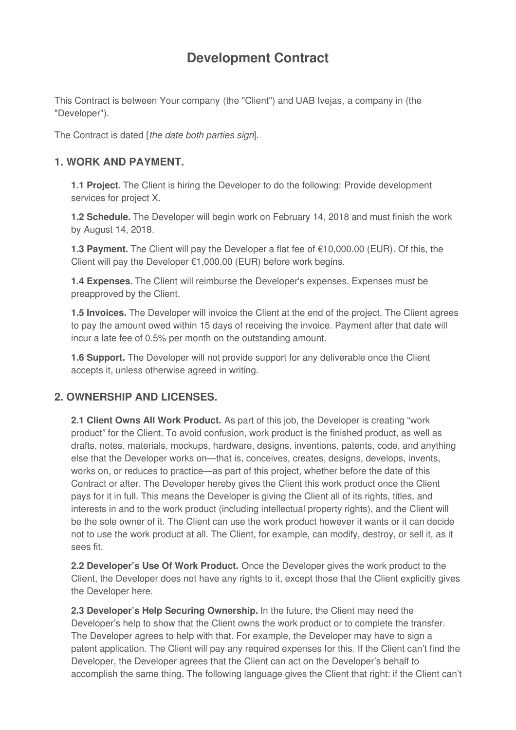# Development Contract

This Contract is between Your company (the "Client") and UAB Ivejas, a company in (the "Developer").

The Contract is dated [*the date both parties sign*].

## 1. WORK AND PAYMENT.

**1.1 Project.** The Client is hiring the Developer to do the following: Provide development services for project X.

**1.2 Schedule.** The Developer will begin work on February 14, 2018 and must finish the work by August 14, 2018.

**1.3 Payment.** The Client will pay the Developer a flat fee of €10,000.00 (EUR). Of this, the Client will pay the Developer €1,000.00 (EUR) before work begins.

**1.4 Expenses.** The Client will reimburse the Developer's expenses. Expenses must be preapproved by the Client.

**1.5 Invoices.** The Developer will invoice the Client at the end of the project. The Client agrees to pay the amount owed within 15 days of receiving the invoice. Payment after that date will incur a late fee of 0.5% per month on the outstanding amount.

**1.6 Support.** The Developer will not provide support for any deliverable once the Client accepts it, unless otherwise agreed in writing.

## 2. OWNERSHIP AND LICENSES.

**2.1 Client Owns All Work Product.** As part of this job, the Developer is creating "work product" for the Client. To avoid confusion, work product is the finished product, as well as drafts, notes, materials, mockups, hardware, designs, inventions, patents, code, and anything else that the Developer works on—that is, conceives, creates, designs, develops, invents, works on, or reduces to practice—as part of this project, whether before the date of this Contract or after. The Developer hereby gives the Client this work product once the Client pays for it in full. This means the Developer is giving the Client all of its rights, titles, and interests in and to the work product (including intellectual property rights), and the Client will be the sole owner of it. The Client can use the work product however it wants or it can decide not to use the work product at all. The Client, for example, can modify, destroy, or sell it, as it sees fit.

**2.2 Developer's Use Of Work Product.** Once the Developer gives the work product to the Client, the Developer does not have any rights to it, except those that the Client explicitly gives the Developer here.

**2.3 Developer's Help Securing Ownership.** In the future, the Client may need the Developer's help to show that the Client owns the work product or to complete the transfer. The Developer agrees to help with that. For example, the Developer may have to sign a patent application. The Client will pay any required expenses for this. If the Client can't find the Developer, the Developer agrees that the Client can act on the Developer's behalf to accomplish the same thing. The following language gives the Client that right: if the Client can't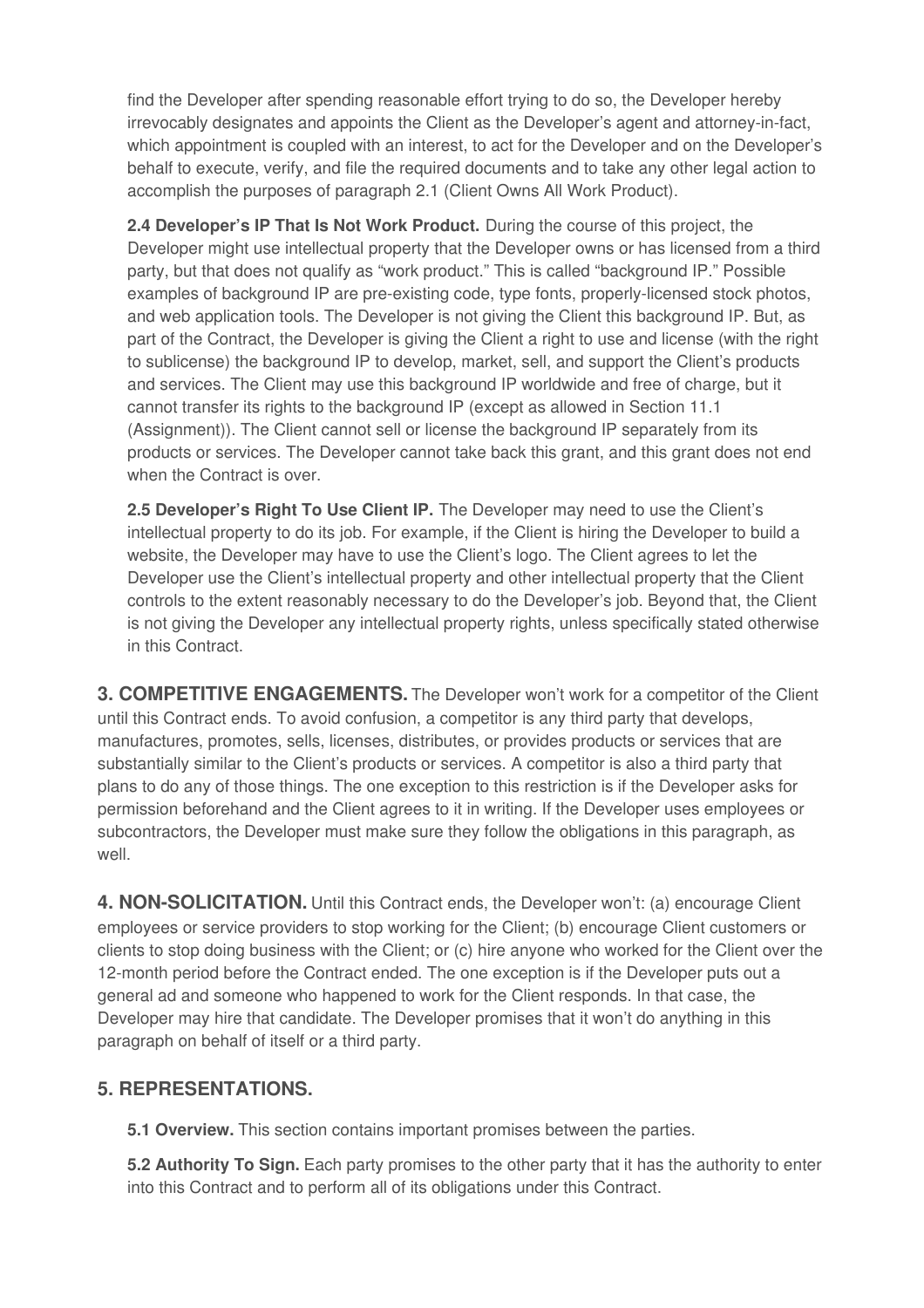find the Developer after spending reasonable effort trying to do so, the Developer hereby irrevocably designates and appoints the Client as the Developer's agent and attorney-in-fact, which appointment is coupled with an interest, to act for the Developer and on the Developer's behalf to execute, verify, and file the required documents and to take any other legal action to accomplish the purposes of paragraph 2.1 (Client Owns All Work Product).

**2.4 Developer's IP That Is Not Work Product.** During the course of this project, the Developer might use intellectual property that the Developer owns or has licensed from a third party, but that does not qualify as "work product." This is called "background IP." Possible examples of background IP are pre-existing code, type fonts, properly-licensed stock photos, and web application tools. The Developer is not giving the Client this background IP. But, as part of the Contract, the Developer is giving the Client a right to use and license (with the right to sublicense) the background IP to develop, market, sell, and support the Client's products and services. The Client may use this background IP worldwide and free of charge, but it cannot transfer its rights to the background IP (except as allowed in Section 11.1 (Assignment)). The Client cannot sell or license the background IP separately from its products or services. The Developer cannot take back this grant, and this grant does not end when the Contract is over.

**2.5 Developer's Right To Use Client IP.** The Developer may need to use the Client's intellectual property to do its job. For example, if the Client is hiring the Developer to build a website, the Developer may have to use the Client's logo. The Client agrees to let the Developer use the Client's intellectual property and other intellectual property that the Client controls to the extent reasonably necessary to do the Developer's job. Beyond that, the Client is not giving the Developer any intellectual property rights, unless specifically stated otherwise in this Contract.

**3. COMPETITIVE ENGAGEMENTS.** The Developer won't work for a competitor of the Client until this Contract ends. To avoid confusion, a competitor is any third party that develops, manufactures, promotes, sells, licenses, distributes, or provides products or services that are substantially similar to the Client's products or services. A competitor is also a third party that plans to do any of those things. The one exception to this restriction is if the Developer asks for permission beforehand and the Client agrees to it in writing. If the Developer uses employees or subcontractors, the Developer must make sure they follow the obligations in this paragraph, as well.

**4. NON-SOLICITATION.** Until this Contract ends, the Developer won't: (a) encourage Client employees or service providers to stop working for the Client; (b) encourage Client customers or clients to stop doing business with the Client; or (c) hire anyone who worked for the Client over the 12-month period before the Contract ended. The one exception is if the Developer puts out a general ad and someone who happened to work for the Client responds. In that case, the Developer may hire that candidate. The Developer promises that it won't do anything in this paragraph on behalf of itself or a third party.

## 5. REPRESENTATIONS.

**5.1 Overview.** This section contains important promises between the parties.

**5.2 Authority To Sign.** Each party promises to the other party that it has the authority to enter into this Contract and to perform all of its obligations under this Contract.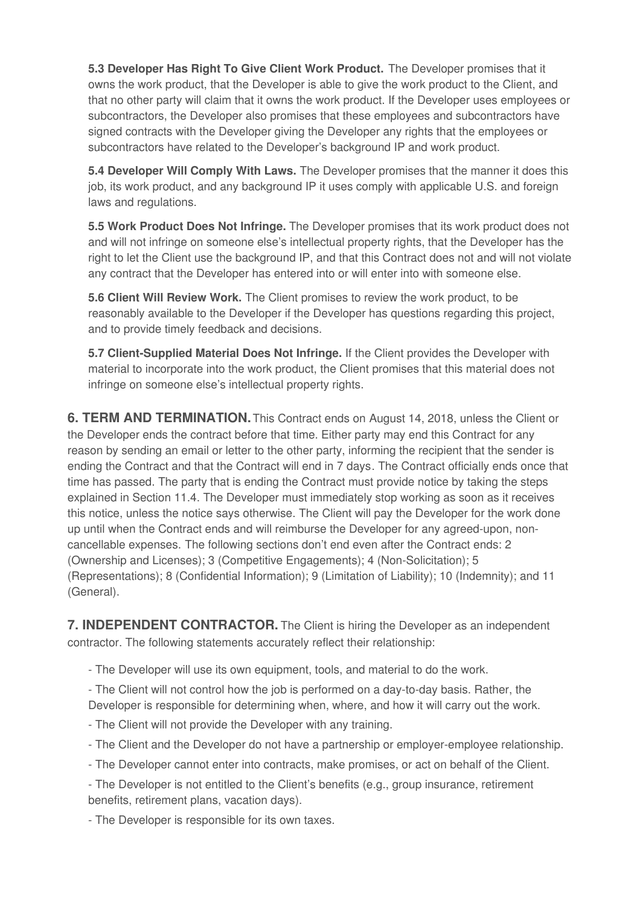**5.3 Developer Has Right To Give Client Work Product.** The Developer promises that it owns the work product, that the Developer is able to give the work product to the Client, and that no other party will claim that it owns the work product. If the Developer uses employees or subcontractors, the Developer also promises that these employees and subcontractors have signed contracts with the Developer giving the Developer any rights that the employees or subcontractors have related to the Developer's background IP and work product.

**5.4 Developer Will Comply With Laws.** The Developer promises that the manner it does this job, its work product, and any background IP it uses comply with applicable U.S. and foreign laws and regulations.

**5.5 Work Product Does Not Infringe.** The Developer promises that its work product does not and will not infringe on someone else's intellectual property rights, that the Developer has the right to let the Client use the background IP, and that this Contract does not and will not violate any contract that the Developer has entered into or will enter into with someone else.

**5.6 Client Will Review Work.** The Client promises to review the work product, to be reasonably available to the Developer if the Developer has questions regarding this project, and to provide timely feedback and decisions.

**5.7 Client-Supplied Material Does Not Infringe.** If the Client provides the Developer with material to incorporate into the work product, the Client promises that this material does not infringe on someone else's intellectual property rights.

**6. TERM AND TERMINATION.** This Contract ends on August 14, 2018, unless the Client or the Developer ends the contract before that time. Either party may end this Contract for any reason by sending an email or letter to the other party, informing the recipient that the sender is ending the Contract and that the Contract will end in 7 days. The Contract officially ends once that time has passed. The party that is ending the Contract must provide notice by taking the steps explained in Section 11.4. The Developer must immediately stop working as soon as it receives this notice, unless the notice says otherwise. The Client will pay the Developer for the work done up until when the Contract ends and will reimburse the Developer for any agreed-upon, non-cancellable expenses. The following sections don't end even after the Contract ends: 2 (Ownership and Licenses); 3 (Competitive Engagements); 4 (Non-Solicitation); 5 (Representations); 8 (Confidential Information); 9 (Limitation of Liability); 10 (Indemnity); and 11 (General).

**7. INDEPENDENT CONTRACTOR.** The Client is hiring the Developer as an independent contractor. The following statements accurately reflect their relationship:

- The Developer will use its own equipment, tools, and material to do the work.
- The Client will not control how the job is performed on a day-to-day basis. Rather, the Developer is responsible for determining when, where, and how it will carry out the work.
- The Client will not provide the Developer with any training.
- The Client and the Developer do not have a partnership or employer-employee relationship.
- The Developer cannot enter into contracts, make promises, or act on behalf of the Client.
- The Developer is not entitled to the Client's benefits (e.g., group insurance, retirement benefits, retirement plans, vacation days).
- The Developer is responsible for its own taxes.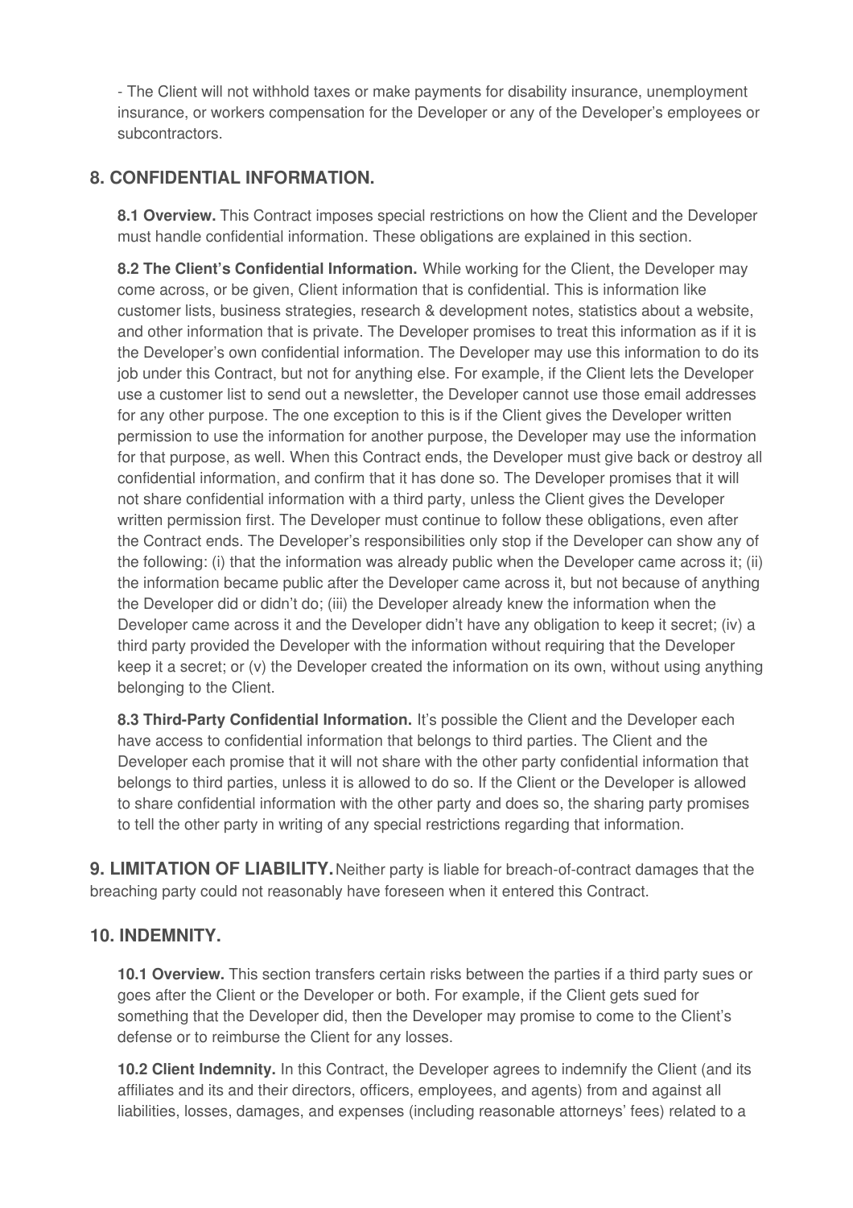- The Client will not withhold taxes or make payments for disability insurance, unemployment insurance, or workers compensation for the Developer or any of the Developer's employees or subcontractors.

## 8. CONFIDENTIAL INFORMATION.

**8.1 Overview.** This Contract imposes special restrictions on how the Client and the Developer must handle confidential information. These obligations are explained in this section.

**8.2 The Client's Confidential Information.** While working for the Client, the Developer may come across, or be given, Client information that is confidential. This is information like customer lists, business strategies, research & development notes, statistics about a website, and other information that is private. The Developer promises to treat this information as if it is the Developer's own confidential information. The Developer may use this information to do its job under this Contract, but not for anything else. For example, if the Client lets the Developer use a customer list to send out a newsletter, the Developer cannot use those email addresses for any other purpose. The one exception to this is if the Client gives the Developer written permission to use the information for another purpose, the Developer may use the information for that purpose, as well. When this Contract ends, the Developer must give back or destroy all confidential information, and confirm that it has done so. The Developer promises that it will not share confidential information with a third party, unless the Client gives the Developer written permission first. The Developer must continue to follow these obligations, even after the Contract ends. The Developer's responsibilities only stop if the Developer can show any of the following: (i) that the information was already public when the Developer came across it; (ii) the information became public after the Developer came across it, but not because of anything the Developer did or didn't do; (iii) the Developer already knew the information when the Developer came across it and the Developer didn't have any obligation to keep it secret; (iv) a third party provided the Developer with the information without requiring that the Developer keep it a secret; or (v) the Developer created the information on its own, without using anything belonging to the Client.

**8.3 Third-Party Confidential Information.** It's possible the Client and the Developer each have access to confidential information that belongs to third parties. The Client and the Developer each promise that it will not share with the other party confidential information that belongs to third parties, unless it is allowed to do so. If the Client or the Developer is allowed to share confidential information with the other party and does so, the sharing party promises to tell the other party in writing of any special restrictions regarding that information.

**9. LIMITATION OF LIABILITY.** Neither party is liable for breach-of-contract damages that the breaching party could not reasonably have foreseen when it entered this Contract.

## 10. INDEMNITY.

**10.1 Overview.** This section transfers certain risks between the parties if a third party sues or goes after the Client or the Developer or both. For example, if the Client gets sued for something that the Developer did, then the Developer may promise to come to the Client's defense or to reimburse the Client for any losses.

**10.2 Client Indemnity.** In this Contract, the Developer agrees to indemnify the Client (and its affiliates and its and their directors, officers, employees, and agents) from and against all liabilities, losses, damages, and expenses (including reasonable attorneys' fees) related to a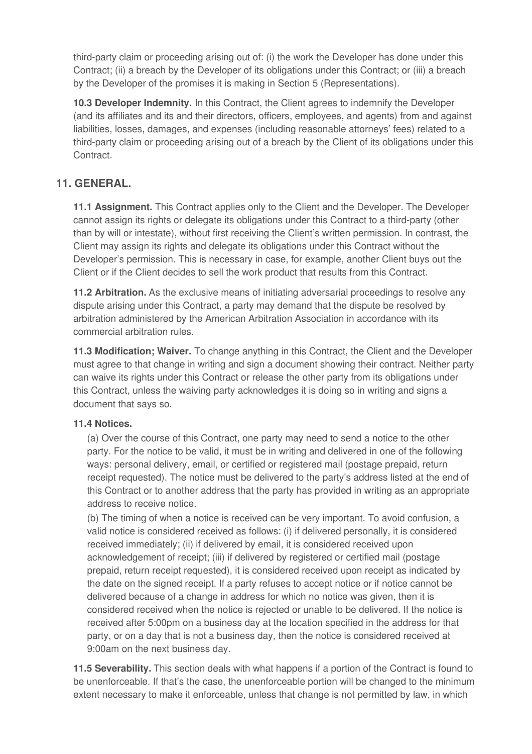third-party claim or proceeding arising out of: (i) the work the Developer has done under this Contract; (ii) a breach by the Developer of its obligations under this Contract; or (iii) a breach by the Developer of the promises it is making in Section 5 (Representations).

**10.3 Developer Indemnity.** In this Contract, the Client agrees to indemnify the Developer (and its affiliates and its and their directors, officers, employees, and agents) from and against liabilities, losses, damages, and expenses (including reasonable attorneys' fees) related to a third-party claim or proceeding arising out of a breach by the Client of its obligations under this Contract.

## 11. GENERAL.

**11.1 Assignment.** This Contract applies only to the Client and the Developer. The Developer cannot assign its rights or delegate its obligations under this Contract to a third-party (other than by will or intestate), without first receiving the Client's written permission. In contrast, the Client may assign its rights and delegate its obligations under this Contract without the Developer's permission. This is necessary in case, for example, another Client buys out the Client or if the Client decides to sell the work product that results from this Contract.

**11.2 Arbitration.** As the exclusive means of initiating adversarial proceedings to resolve any dispute arising under this Contract, a party may demand that the dispute be resolved by arbitration administered by the American Arbitration Association in accordance with its commercial arbitration rules.

**11.3 Modification; Waiver.** To change anything in this Contract, the Client and the Developer must agree to that change in writing and sign a document showing their contract. Neither party can waive its rights under this Contract or release the other party from its obligations under this Contract, unless the waiving party acknowledges it is doing so in writing and signs a document that says so.

**11.4 Notices.**

(a) Over the course of this Contract, one party may need to send a notice to the other party. For the notice to be valid, it must be in writing and delivered in one of the following ways: personal delivery, email, or certified or registered mail (postage prepaid, return receipt requested). The notice must be delivered to the party's address listed at the end of this Contract or to another address that the party has provided in writing as an appropriate address to receive notice.

(b) The timing of when a notice is received can be very important. To avoid confusion, a valid notice is considered received as follows: (i) if delivered personally, it is considered received immediately; (ii) if delivered by email, it is considered received upon acknowledgement of receipt; (iii) if delivered by registered or certified mail (postage prepaid, return receipt requested), it is considered received upon receipt as indicated by the date on the signed receipt. If a party refuses to accept notice or if notice cannot be delivered because of a change in address for which no notice was given, then it is considered received when the notice is rejected or unable to be delivered. If the notice is received after 5:00pm on a business day at the location specified in the address for that party, or on a day that is not a business day, then the notice is considered received at 9:00am on the next business day.

**11.5 Severability.** This section deals with what happens if a portion of the Contract is found to be unenforceable. If that's the case, the unenforceable portion will be changed to the minimum extent necessary to make it enforceable, unless that change is not permitted by law, in which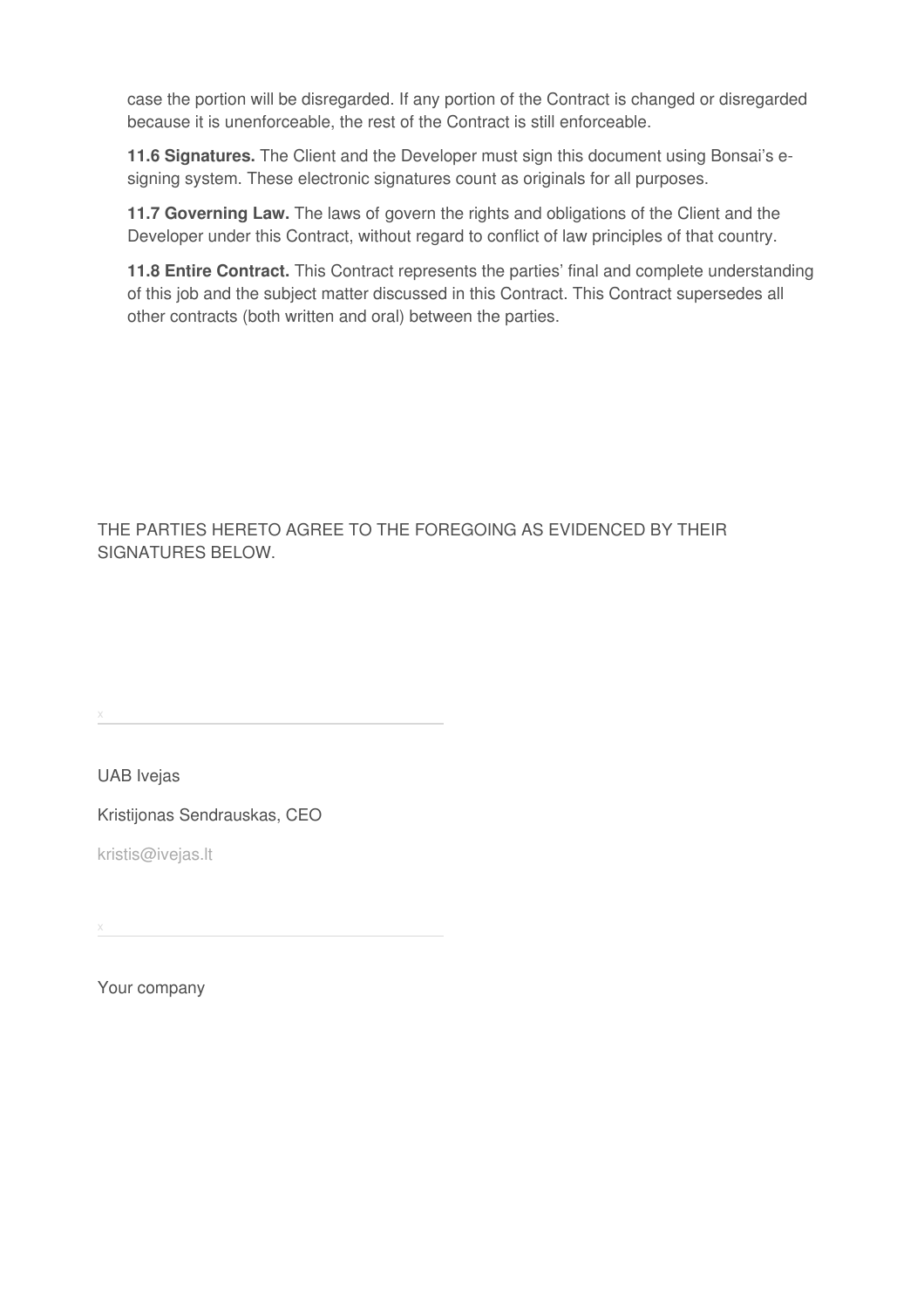case the portion will be disregarded. If any portion of the Contract is changed or disregarded because it is unenforceable, the rest of the Contract is still enforceable.

**11.6 Signatures.** The Client and the Developer must sign this document using Bonsai's e-signing system. These electronic signatures count as originals for all purposes.

**11.7 Governing Law.** The laws of govern the rights and obligations of the Client and the Developer under this Contract, without regard to conflict of law principles of that country.

**11.8 Entire Contract.** This Contract represents the parties' final and complete understanding of this job and the subject matter discussed in this Contract. This Contract supersedes all other contracts (both written and oral) between the parties.

THE PARTIES HERETO AGREE TO THE FOREGOING AS EVIDENCED BY THEIR SIGNATURES BELOW.

x ________________________________

UAB Ivejas

Kristijonas Sendrauskas, CEO

kristis@ivejas.lt

x ________________________________

Your company